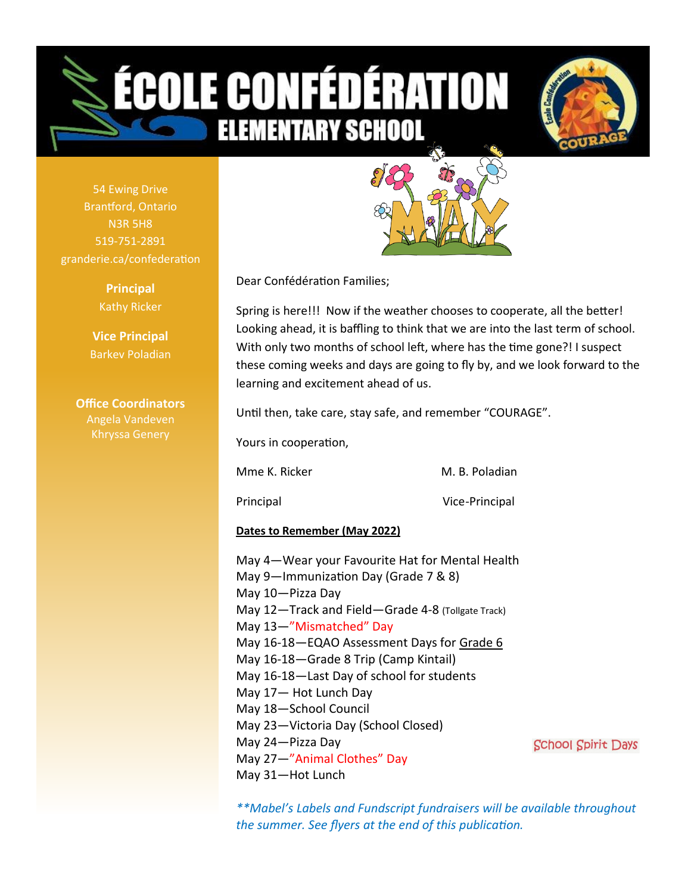# ÉCOLE CONFÉDÉRATION

## ELEMENTARY SCHOOL

COURAGE

54 Ewing Drive
Brantford, Ontario
N3R 5H8
519-751-2891
granderie.ca/confederation

**Principal**
Kathy Ricker

**Vice Principal**
Barkev Poladian

**Office Coordinators**
Angela Vandeven
Khryssa Genery

MAY

Dear Confédération Families;

Spring is here!!! Now if the weather chooses to cooperate, all the better! Looking ahead, it is baffling to think that we are into the last term of school. With only two months of school left, where has the time gone?! I suspect these coming weeks and days are going to fly by, and we look forward to the learning and excitement ahead of us.

Until then, take care, stay safe, and remember "COURAGE".

Yours in cooperation,

Mme K. Ricker — M. B. Poladian

Principal — Vice-Principal

**Dates to Remember (May 2022)**

May 4—Wear your Favourite Hat for Mental Health
May 9—Immunization Day (Grade 7 & 8)
May 10—Pizza Day
May 12—Track and Field—Grade 4-8 (Tollgate Track)
May 13—"Mismatched" Day
May 16-18—EQAO Assessment Days for Grade 6
May 16-18—Grade 8 Trip (Camp Kintail)
May 16-18—Last Day of school for students
May 17— Hot Lunch Day
May 18—School Council
May 23—Victoria Day (School Closed)
May 24—Pizza Day
May 27—"Animal Clothes" Day
May 31—Hot Lunch

School Spirit Days

*\*\*Mabel's Labels and Fundscript fundraisers will be available throughout the summer. See flyers at the end of this publication.*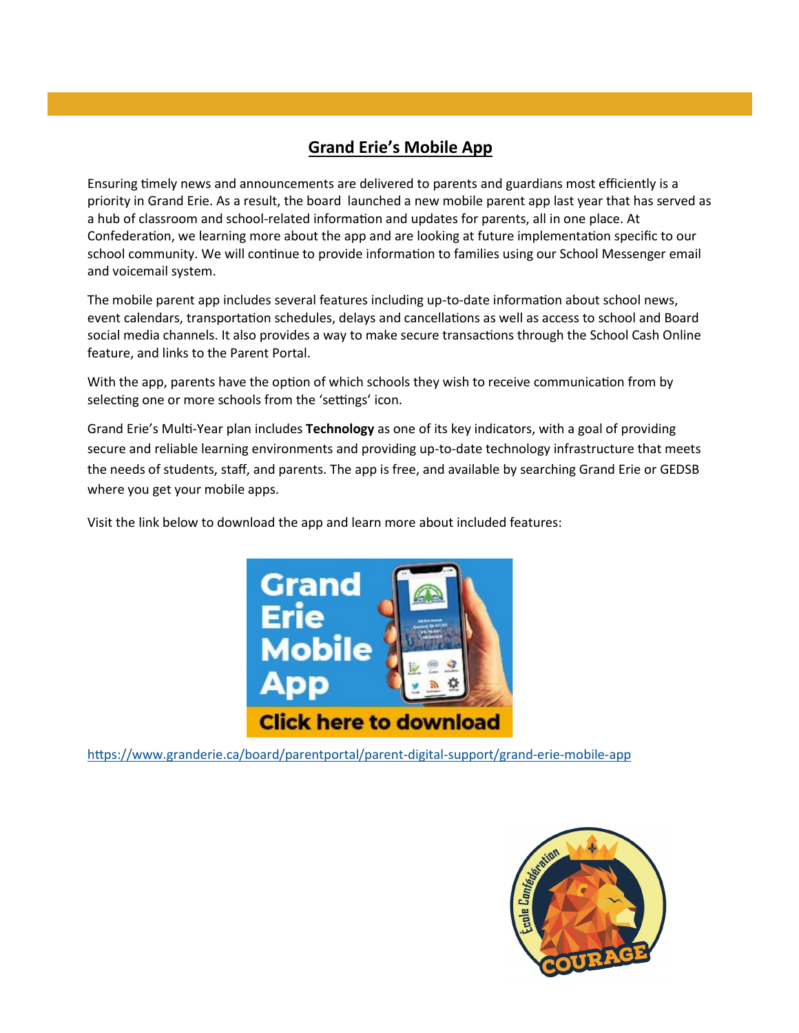## Grand Erie's Mobile App

Ensuring timely news and announcements are delivered to parents and guardians most efficiently is a priority in Grand Erie. As a result, the board launched a new mobile parent app last year that has served as a hub of classroom and school-related information and updates for parents, all in one place. At Confederation, we learning more about the app and are looking at future implementation specific to our school community. We will continue to provide information to families using our School Messenger email and voicemail system.

The mobile parent app includes several features including up-to-date information about school news, event calendars, transportation schedules, delays and cancellations as well as access to school and Board social media channels. It also provides a way to make secure transactions through the School Cash Online feature, and links to the Parent Portal.

With the app, parents have the option of which schools they wish to receive communication from by selecting one or more schools from the 'settings' icon.

Grand Erie's Multi-Year plan includes **Technology** as one of its key indicators, with a goal of providing secure and reliable learning environments and providing up-to-date technology infrastructure that meets the needs of students, staff, and parents. The app is free, and available by searching Grand Erie or GEDSB where you get your mobile apps.

Visit the link below to download the app and learn more about included features:

Grand Erie Mobile App

Click here to download

https://www.granderie.ca/board/parentportal/parent-digital-support/grand-erie-mobile-app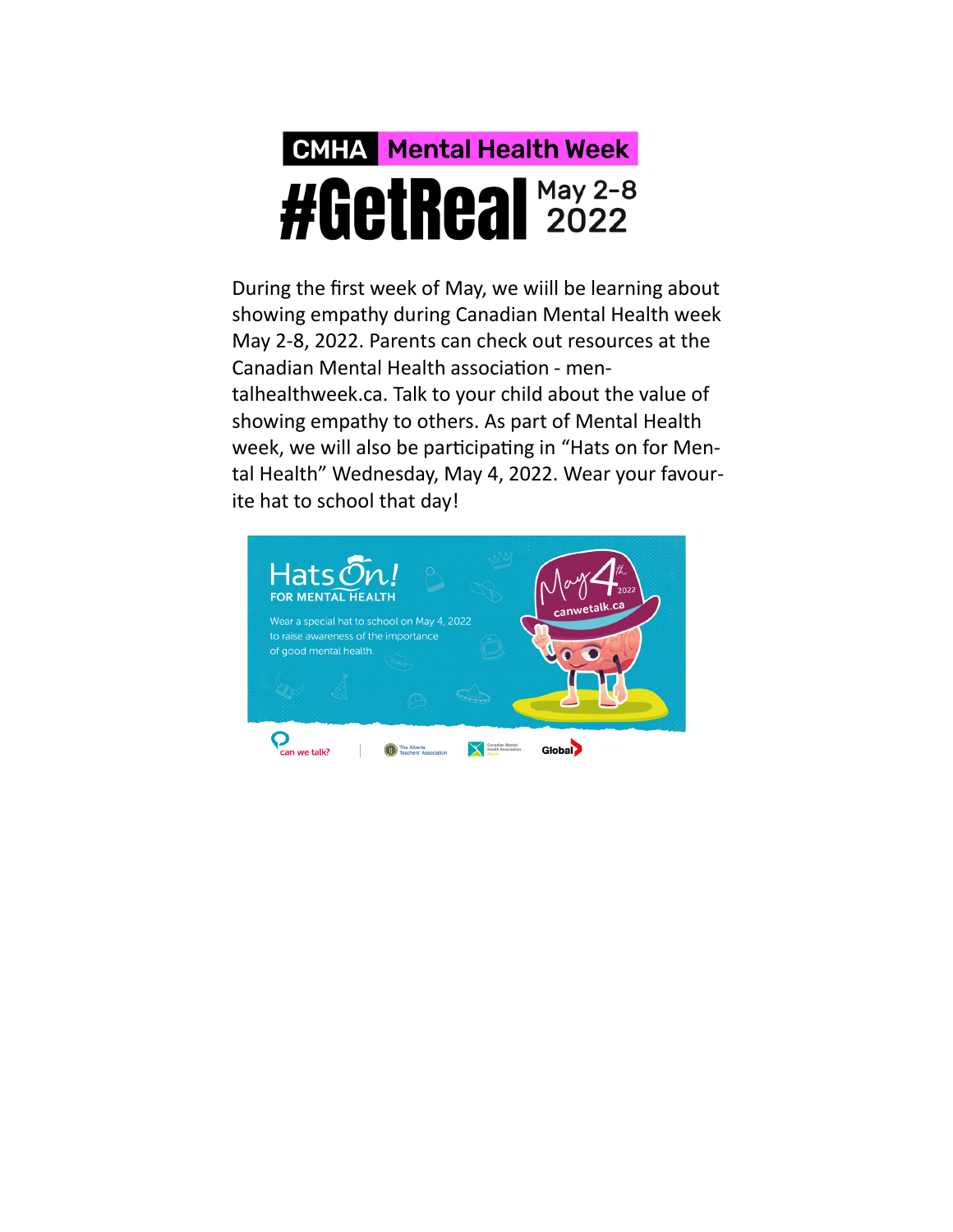CMHA Mental Health Week

# #GetReal May 2-8 2022

During the first week of May, we wiill be learning about showing empathy during Canadian Mental Health week May 2-8, 2022. Parents can check out resources at the Canadian Mental Health association - mentalhealthweek.ca. Talk to your child about the value of showing empathy to others. As part of Mental Health week, we will also be participating in “Hats on for Mental Health” Wednesday, May 4, 2022. Wear your favourite hat to school that day!

Hats On! FOR MENTAL HEALTH

Wear a special hat to school on May 4, 2022 to raise awareness of the importance of good mental health.

May 4th 2022

canwetalk.ca

can we talk? | The Alberta Teachers' Association | Canadian Mental Health Association Alberta | Global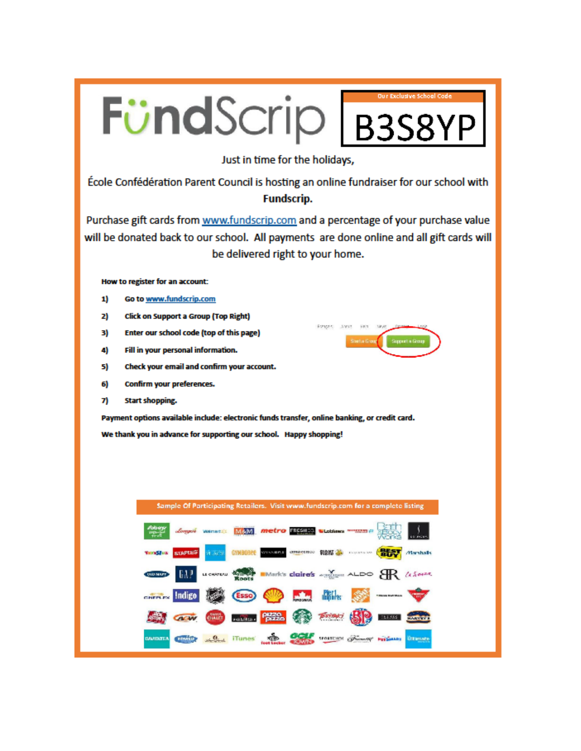# FündScrip

**Our Exclusive School Code**

**B3S8YP**

Just in time for the holidays,

École Confédération Parent Council is hosting an online fundraiser for our school with **Fundscrip.**

Purchase gift cards from www.fundscrip.com and a percentage of your purchase value will be donated back to our school. All payments are done online and all gift cards will be delivered right to your home.

**How to register for an account:**

1. **Go to www.fundscrip.com**
2. **Click on Support a Group (Top Right)**
3. **Enter our school code (top of this page)**
4. **Fill in your personal information.**
5. **Check your email and confirm your account.**
6. **Confirm your preferences.**
7. **Start shopping.**

**Payment options available include: electronic funds transfer, online banking, or credit card.**

**We thank you in advance for supporting our school. Happy shopping!**

Sample Of Participating Retailers. Visit www.fundscrip.com for a complete listing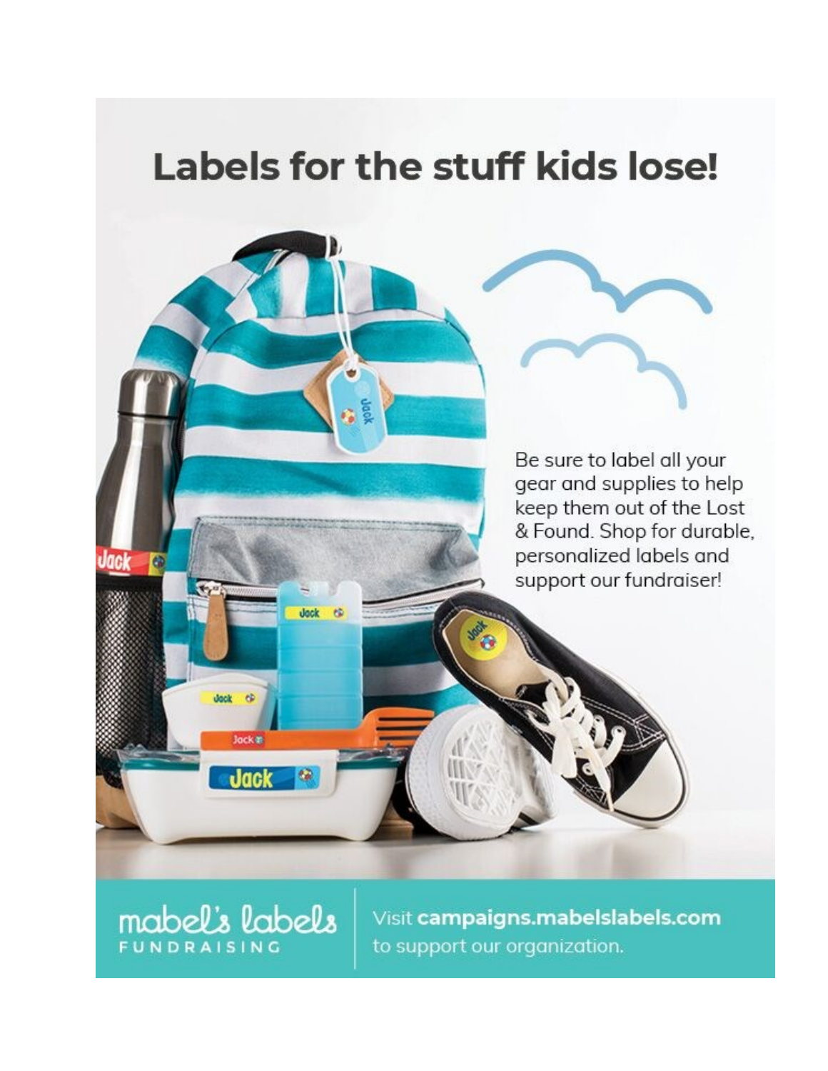# Labels for the stuff kids lose!

Be sure to label all your gear and supplies to help keep them out of the Lost & Found. Shop for durable, personalized labels and support our fundraiser!

mabel's labels FUNDRAISING

Visit **campaigns.mabelslabels.com** to support our organization.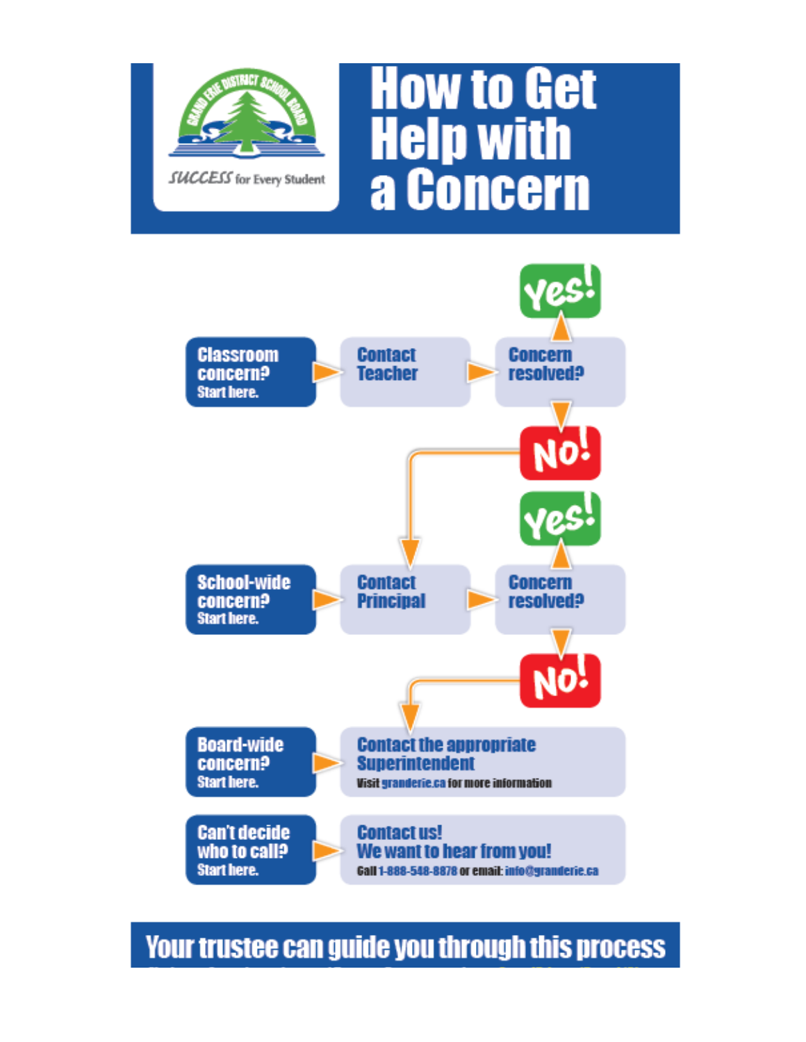GRAND ERIE DISTRICT SCHOOL BOARD

SUCCESS for Every Student

# How to Get Help with a Concern

**Classroom concern?** Start here. → Contact Teacher → Concern resolved? → Yes! / No!

No! → Contact Principal

**School-wide concern?** Start here. → Contact Principal → Concern resolved? → Yes! / No!

No! → Contact the appropriate Superintendent

**Board-wide concern?** Start here. → Contact the appropriate Superintendent
Visit granderie.ca for more information

**Can't decide who to call?** Start here. → Contact us! We want to hear from you!
Call 1-888-548-8878 or email: info@granderie.ca

**Your trustee can guide you through this process**